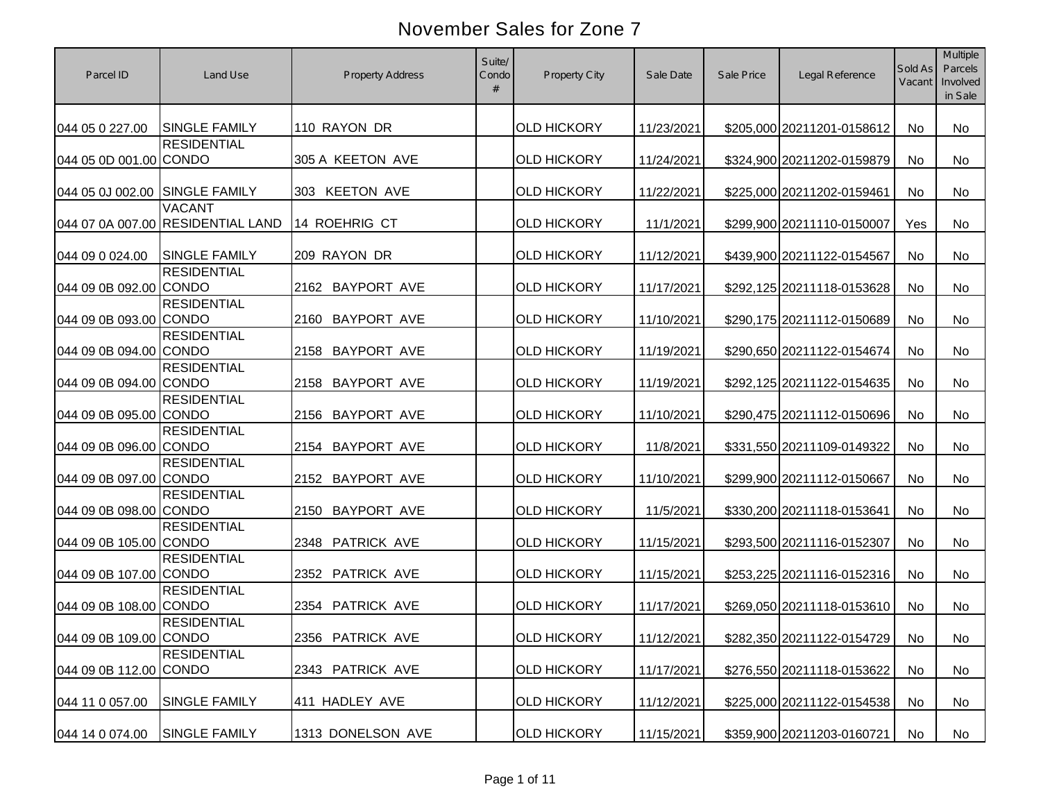# November Sales for Zone 7

| Parcel ID | Land Use | Property Address | Suite/ Condo # | Property City | Sale Date | Sale Price | Legal Reference | Sold As Vacant | Multiple Parcels Involved in Sale |
|---|---|---|---|---|---|---|---|---|---|
| 044 05 0 227.00 | SINGLE FAMILY | 110 RAYON DR | | OLD HICKORY | 11/23/2021 | $205,000 | 20211201-0158612 | No | No |
| 044 05 0D 001.00 | RESIDENTIAL CONDO | 305 A KEETON AVE | | OLD HICKORY | 11/24/2021 | $324,900 | 20211202-0159879 | No | No |
| 044 05 0J 002.00 | SINGLE FAMILY | 303 KEETON AVE | | OLD HICKORY | 11/22/2021 | $225,000 | 20211202-0159461 | No | No |
| 044 07 0A 007.00 | VACANT RESIDENTIAL LAND | 14 ROEHRIG CT | | OLD HICKORY | 11/1/2021 | $299,900 | 20211110-0150007 | Yes | No |
| 044 09 0 024.00 | SINGLE FAMILY | 209 RAYON DR | | OLD HICKORY | 11/12/2021 | $439,900 | 20211122-0154567 | No | No |
| 044 09 0B 092.00 | RESIDENTIAL CONDO | 2162 BAYPORT AVE | | OLD HICKORY | 11/17/2021 | $292,125 | 20211118-0153628 | No | No |
| 044 09 0B 093.00 | RESIDENTIAL CONDO | 2160 BAYPORT AVE | | OLD HICKORY | 11/10/2021 | $290,175 | 20211112-0150689 | No | No |
| 044 09 0B 094.00 | RESIDENTIAL CONDO | 2158 BAYPORT AVE | | OLD HICKORY | 11/19/2021 | $290,650 | 20211122-0154674 | No | No |
| 044 09 0B 094.00 | RESIDENTIAL CONDO | 2158 BAYPORT AVE | | OLD HICKORY | 11/19/2021 | $292,125 | 20211122-0154635 | No | No |
| 044 09 0B 095.00 | RESIDENTIAL CONDO | 2156 BAYPORT AVE | | OLD HICKORY | 11/10/2021 | $290,475 | 20211112-0150696 | No | No |
| 044 09 0B 096.00 | RESIDENTIAL CONDO | 2154 BAYPORT AVE | | OLD HICKORY | 11/8/2021 | $331,550 | 20211109-0149322 | No | No |
| 044 09 0B 097.00 | RESIDENTIAL CONDO | 2152 BAYPORT AVE | | OLD HICKORY | 11/10/2021 | $299,900 | 20211112-0150667 | No | No |
| 044 09 0B 098.00 | RESIDENTIAL CONDO | 2150 BAYPORT AVE | | OLD HICKORY | 11/5/2021 | $330,200 | 20211118-0153641 | No | No |
| 044 09 0B 105.00 | RESIDENTIAL CONDO | 2348 PATRICK AVE | | OLD HICKORY | 11/15/2021 | $293,500 | 20211116-0152307 | No | No |
| 044 09 0B 107.00 | RESIDENTIAL CONDO | 2352 PATRICK AVE | | OLD HICKORY | 11/15/2021 | $253,225 | 20211116-0152316 | No | No |
| 044 09 0B 108.00 | RESIDENTIAL CONDO | 2354 PATRICK AVE | | OLD HICKORY | 11/17/2021 | $269,050 | 20211118-0153610 | No | No |
| 044 09 0B 109.00 | RESIDENTIAL CONDO | 2356 PATRICK AVE | | OLD HICKORY | 11/12/2021 | $282,350 | 20211122-0154729 | No | No |
| 044 09 0B 112.00 | RESIDENTIAL CONDO | 2343 PATRICK AVE | | OLD HICKORY | 11/17/2021 | $276,550 | 20211118-0153622 | No | No |
| 044 11 0 057.00 | SINGLE FAMILY | 411 HADLEY AVE | | OLD HICKORY | 11/12/2021 | $225,000 | 20211122-0154538 | No | No |
| 044 14 0 074.00 | SINGLE FAMILY | 1313 DONELSON AVE | | OLD HICKORY | 11/15/2021 | $359,900 | 20211203-0160721 | No | No |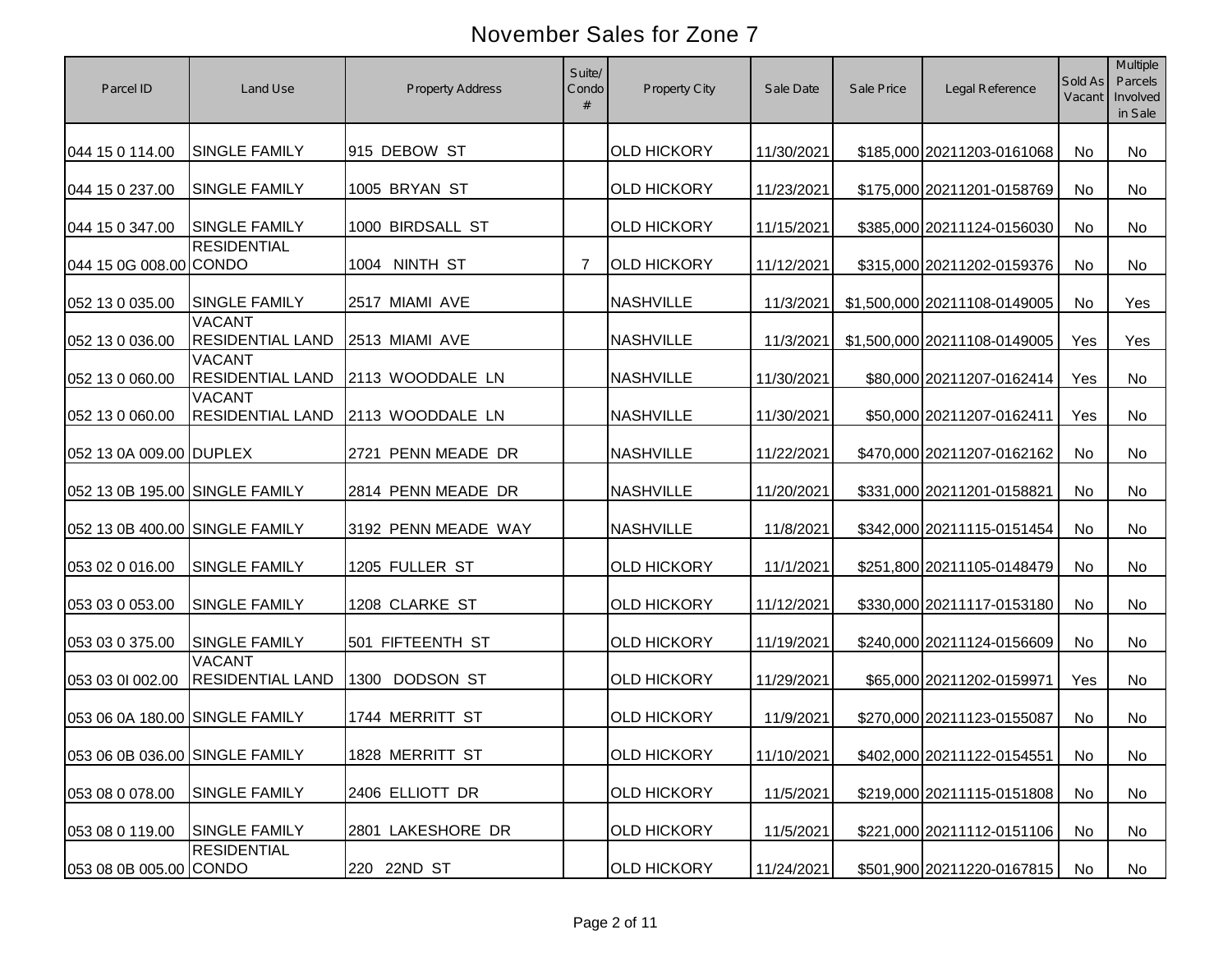# November Sales for Zone 7

| Parcel ID | Land Use | Property Address | Suite/ Condo # | Property City | Sale Date | Sale Price | Legal Reference | Sold As Vacant | Multiple Parcels Involved in Sale |
|---|---|---|---|---|---|---|---|---|---|
| 044 15 0 114.00 | SINGLE FAMILY | 915 DEBOW ST | | OLD HICKORY | 11/30/2021 | $185,000 | 20211203-0161068 | No | No |
| 044 15 0 237.00 | SINGLE FAMILY | 1005 BRYAN ST | | OLD HICKORY | 11/23/2021 | $175,000 | 20211201-0158769 | No | No |
| 044 15 0 347.00 | SINGLE FAMILY | 1000 BIRDSALL ST | | OLD HICKORY | 11/15/2021 | $385,000 | 20211124-0156030 | No | No |
| 044 15 0G 008.00 | RESIDENTIAL CONDO | 1004 NINTH ST | 7 | OLD HICKORY | 11/12/2021 | $315,000 | 20211202-0159376 | No | No |
| 052 13 0 035.00 | SINGLE FAMILY | 2517 MIAMI AVE | | NASHVILLE | 11/3/2021 | $1,500,000 | 20211108-0149005 | No | Yes |
| 052 13 0 036.00 | VACANT RESIDENTIAL LAND | 2513 MIAMI AVE | | NASHVILLE | 11/3/2021 | $1,500,000 | 20211108-0149005 | Yes | Yes |
| 052 13 0 060.00 | VACANT RESIDENTIAL LAND | 2113 WOODDALE LN | | NASHVILLE | 11/30/2021 | $80,000 | 20211207-0162414 | Yes | No |
| 052 13 0 060.00 | VACANT RESIDENTIAL LAND | 2113 WOODDALE LN | | NASHVILLE | 11/30/2021 | $50,000 | 20211207-0162411 | Yes | No |
| 052 13 0A 009.00 | DUPLEX | 2721 PENN MEADE DR | | NASHVILLE | 11/22/2021 | $470,000 | 20211207-0162162 | No | No |
| 052 13 0B 195.00 | SINGLE FAMILY | 2814 PENN MEADE DR | | NASHVILLE | 11/20/2021 | $331,000 | 20211201-0158821 | No | No |
| 052 13 0B 400.00 | SINGLE FAMILY | 3192 PENN MEADE WAY | | NASHVILLE | 11/8/2021 | $342,000 | 20211115-0151454 | No | No |
| 053 02 0 016.00 | SINGLE FAMILY | 1205 FULLER ST | | OLD HICKORY | 11/1/2021 | $251,800 | 20211105-0148479 | No | No |
| 053 03 0 053.00 | SINGLE FAMILY | 1208 CLARKE ST | | OLD HICKORY | 11/12/2021 | $330,000 | 20211117-0153180 | No | No |
| 053 03 0 375.00 | SINGLE FAMILY | 501 FIFTEENTH ST | | OLD HICKORY | 11/19/2021 | $240,000 | 20211124-0156609 | No | No |
| 053 03 0I 002.00 | VACANT RESIDENTIAL LAND | 1300 DODSON ST | | OLD HICKORY | 11/29/2021 | $65,000 | 20211202-0159971 | Yes | No |
| 053 06 0A 180.00 | SINGLE FAMILY | 1744 MERRITT ST | | OLD HICKORY | 11/9/2021 | $270,000 | 20211123-0155087 | No | No |
| 053 06 0B 036.00 | SINGLE FAMILY | 1828 MERRITT ST | | OLD HICKORY | 11/10/2021 | $402,000 | 20211122-0154551 | No | No |
| 053 08 0 078.00 | SINGLE FAMILY | 2406 ELLIOTT DR | | OLD HICKORY | 11/5/2021 | $219,000 | 20211115-0151808 | No | No |
| 053 08 0 119.00 | SINGLE FAMILY | 2801 LAKESHORE DR | | OLD HICKORY | 11/5/2021 | $221,000 | 20211112-0151106 | No | No |
| 053 08 0B 005.00 | RESIDENTIAL CONDO | 220 22ND ST | | OLD HICKORY | 11/24/2021 | $501,900 | 20211220-0167815 | No | No |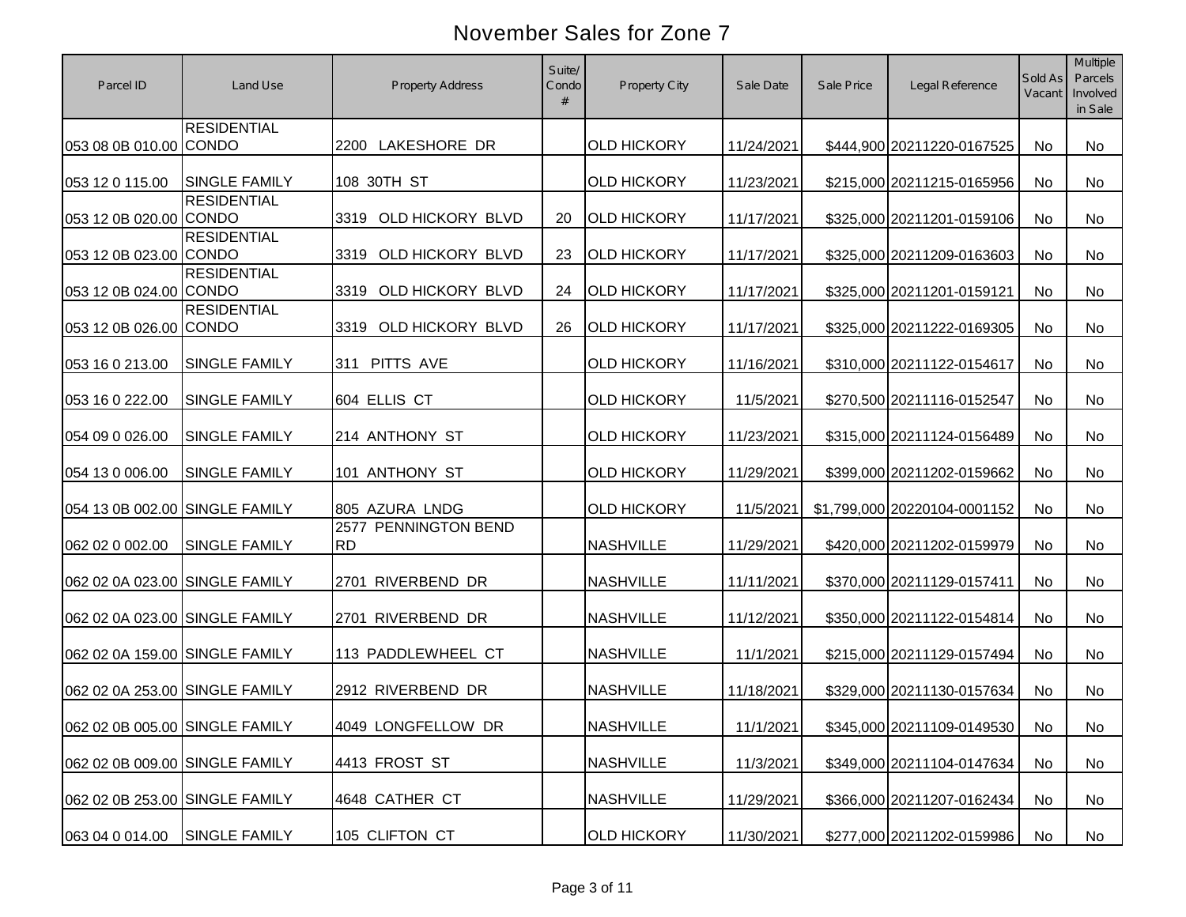# November Sales for Zone 7

| Parcel ID | Land Use | Property Address | Suite/ Condo # | Property City | Sale Date | Sale Price | Legal Reference | Sold As Vacant | Multiple Parcels Involved in Sale |
|---|---|---|---|---|---|---|---|---|---|
| 053 08 0B 010.00 | RESIDENTIAL CONDO | 2200 LAKESHORE DR | | OLD HICKORY | 11/24/2021 | $444,900 | 20211220-0167525 | No | No |
| 053 12 0 115.00 | SINGLE FAMILY | 108 30TH ST | | OLD HICKORY | 11/23/2021 | $215,000 | 20211215-0165956 | No | No |
| 053 12 0B 020.00 | RESIDENTIAL CONDO | 3319 OLD HICKORY BLVD | 20 | OLD HICKORY | 11/17/2021 | $325,000 | 20211201-0159106 | No | No |
| 053 12 0B 023.00 | RESIDENTIAL CONDO | 3319 OLD HICKORY BLVD | 23 | OLD HICKORY | 11/17/2021 | $325,000 | 20211209-0163603 | No | No |
| 053 12 0B 024.00 | RESIDENTIAL CONDO | 3319 OLD HICKORY BLVD | 24 | OLD HICKORY | 11/17/2021 | $325,000 | 20211201-0159121 | No | No |
| 053 12 0B 026.00 | RESIDENTIAL CONDO | 3319 OLD HICKORY BLVD | 26 | OLD HICKORY | 11/17/2021 | $325,000 | 20211222-0169305 | No | No |
| 053 16 0 213.00 | SINGLE FAMILY | 311 PITTS AVE | | OLD HICKORY | 11/16/2021 | $310,000 | 20211122-0154617 | No | No |
| 053 16 0 222.00 | SINGLE FAMILY | 604 ELLIS CT | | OLD HICKORY | 11/5/2021 | $270,500 | 20211116-0152547 | No | No |
| 054 09 0 026.00 | SINGLE FAMILY | 214 ANTHONY ST | | OLD HICKORY | 11/23/2021 | $315,000 | 20211124-0156489 | No | No |
| 054 13 0 006.00 | SINGLE FAMILY | 101 ANTHONY ST | | OLD HICKORY | 11/29/2021 | $399,000 | 20211202-0159662 | No | No |
| 054 13 0B 002.00 | SINGLE FAMILY | 805 AZURA LNDG | | OLD HICKORY | 11/5/2021 | $1,799,000 | 20220104-0001152 | No | No |
| 062 02 0 002.00 | SINGLE FAMILY | 2577 PENNINGTON BEND RD | | NASHVILLE | 11/29/2021 | $420,000 | 20211202-0159979 | No | No |
| 062 02 0A 023.00 | SINGLE FAMILY | 2701 RIVERBEND DR | | NASHVILLE | 11/11/2021 | $370,000 | 20211129-0157411 | No | No |
| 062 02 0A 023.00 | SINGLE FAMILY | 2701 RIVERBEND DR | | NASHVILLE | 11/12/2021 | $350,000 | 20211122-0154814 | No | No |
| 062 02 0A 159.00 | SINGLE FAMILY | 113 PADDLEWHEEL CT | | NASHVILLE | 11/1/2021 | $215,000 | 20211129-0157494 | No | No |
| 062 02 0A 253.00 | SINGLE FAMILY | 2912 RIVERBEND DR | | NASHVILLE | 11/18/2021 | $329,000 | 20211130-0157634 | No | No |
| 062 02 0B 005.00 | SINGLE FAMILY | 4049 LONGFELLOW DR | | NASHVILLE | 11/1/2021 | $345,000 | 20211109-0149530 | No | No |
| 062 02 0B 009.00 | SINGLE FAMILY | 4413 FROST ST | | NASHVILLE | 11/3/2021 | $349,000 | 20211104-0147634 | No | No |
| 062 02 0B 253.00 | SINGLE FAMILY | 4648 CATHER CT | | NASHVILLE | 11/29/2021 | $366,000 | 20211207-0162434 | No | No |
| 063 04 0 014.00 | SINGLE FAMILY | 105 CLIFTON CT | | OLD HICKORY | 11/30/2021 | $277,000 | 20211202-0159986 | No | No |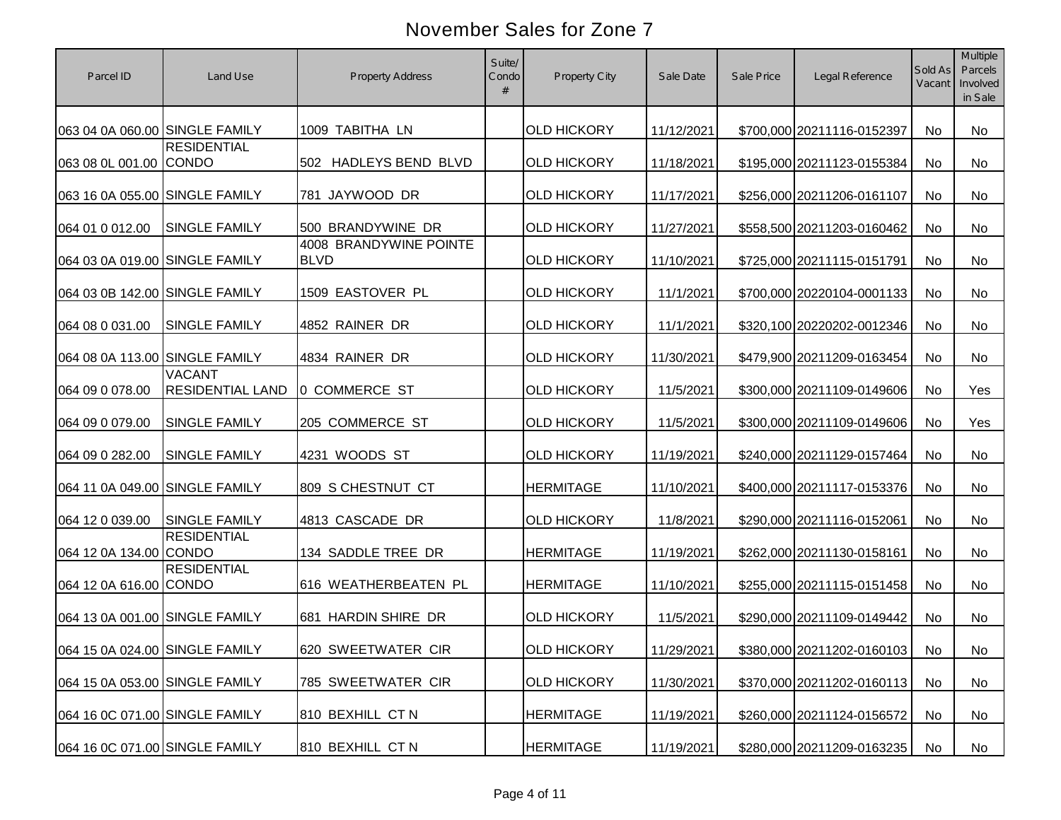# November Sales for Zone 7

| Parcel ID | Land Use | Property Address | Suite/ Condo # | Property City | Sale Date | Sale Price | Legal Reference | Sold As Vacant | Multiple Parcels Involved in Sale |
|---|---|---|---|---|---|---|---|---|---|
| 063 04 0A 060.00 | SINGLE FAMILY | 1009 TABITHA LN | | OLD HICKORY | 11/12/2021 | $700,000 | 20211116-0152397 | No | No |
| 063 08 0L 001.00 | RESIDENTIAL CONDO | 502 HADLEYS BEND BLVD | | OLD HICKORY | 11/18/2021 | $195,000 | 20211123-0155384 | No | No |
| 063 16 0A 055.00 | SINGLE FAMILY | 781 JAYWOOD DR | | OLD HICKORY | 11/17/2021 | $256,000 | 20211206-0161107 | No | No |
| 064 01 0 012.00 | SINGLE FAMILY | 500 BRANDYWINE DR | | OLD HICKORY | 11/27/2021 | $558,500 | 20211203-0160462 | No | No |
| 064 03 0A 019.00 | SINGLE FAMILY | 4008 BRANDYWINE POINTE BLVD | | OLD HICKORY | 11/10/2021 | $725,000 | 20211115-0151791 | No | No |
| 064 03 0B 142.00 | SINGLE FAMILY | 1509 EASTOVER PL | | OLD HICKORY | 11/1/2021 | $700,000 | 20220104-0001133 | No | No |
| 064 08 0 031.00 | SINGLE FAMILY | 4852 RAINER DR | | OLD HICKORY | 11/1/2021 | $320,100 | 20220202-0012346 | No | No |
| 064 08 0A 113.00 | SINGLE FAMILY | 4834 RAINER DR | | OLD HICKORY | 11/30/2021 | $479,900 | 20211209-0163454 | No | No |
| 064 09 0 078.00 | VACANT RESIDENTIAL LAND | 0 COMMERCE ST | | OLD HICKORY | 11/5/2021 | $300,000 | 20211109-0149606 | No | Yes |
| 064 09 0 079.00 | SINGLE FAMILY | 205 COMMERCE ST | | OLD HICKORY | 11/5/2021 | $300,000 | 20211109-0149606 | No | Yes |
| 064 09 0 282.00 | SINGLE FAMILY | 4231 WOODS ST | | OLD HICKORY | 11/19/2021 | $240,000 | 20211129-0157464 | No | No |
| 064 11 0A 049.00 | SINGLE FAMILY | 809 S CHESTNUT CT | | HERMITAGE | 11/10/2021 | $400,000 | 20211117-0153376 | No | No |
| 064 12 0 039.00 | SINGLE FAMILY | 4813 CASCADE DR | | OLD HICKORY | 11/8/2021 | $290,000 | 20211116-0152061 | No | No |
| 064 12 0A 134.00 | RESIDENTIAL CONDO | 134 SADDLE TREE DR | | HERMITAGE | 11/19/2021 | $262,000 | 20211130-0158161 | No | No |
| 064 12 0A 616.00 | RESIDENTIAL CONDO | 616 WEATHERBEATEN PL | | HERMITAGE | 11/10/2021 | $255,000 | 20211115-0151458 | No | No |
| 064 13 0A 001.00 | SINGLE FAMILY | 681 HARDIN SHIRE DR | | OLD HICKORY | 11/5/2021 | $290,000 | 20211109-0149442 | No | No |
| 064 15 0A 024.00 | SINGLE FAMILY | 620 SWEETWATER CIR | | OLD HICKORY | 11/29/2021 | $380,000 | 20211202-0160103 | No | No |
| 064 15 0A 053.00 | SINGLE FAMILY | 785 SWEETWATER CIR | | OLD HICKORY | 11/30/2021 | $370,000 | 20211202-0160113 | No | No |
| 064 16 0C 071.00 | SINGLE FAMILY | 810 BEXHILL CT N | | HERMITAGE | 11/19/2021 | $260,000 | 20211124-0156572 | No | No |
| 064 16 0C 071.00 | SINGLE FAMILY | 810 BEXHILL CT N | | HERMITAGE | 11/19/2021 | $280,000 | 20211209-0163235 | No | No |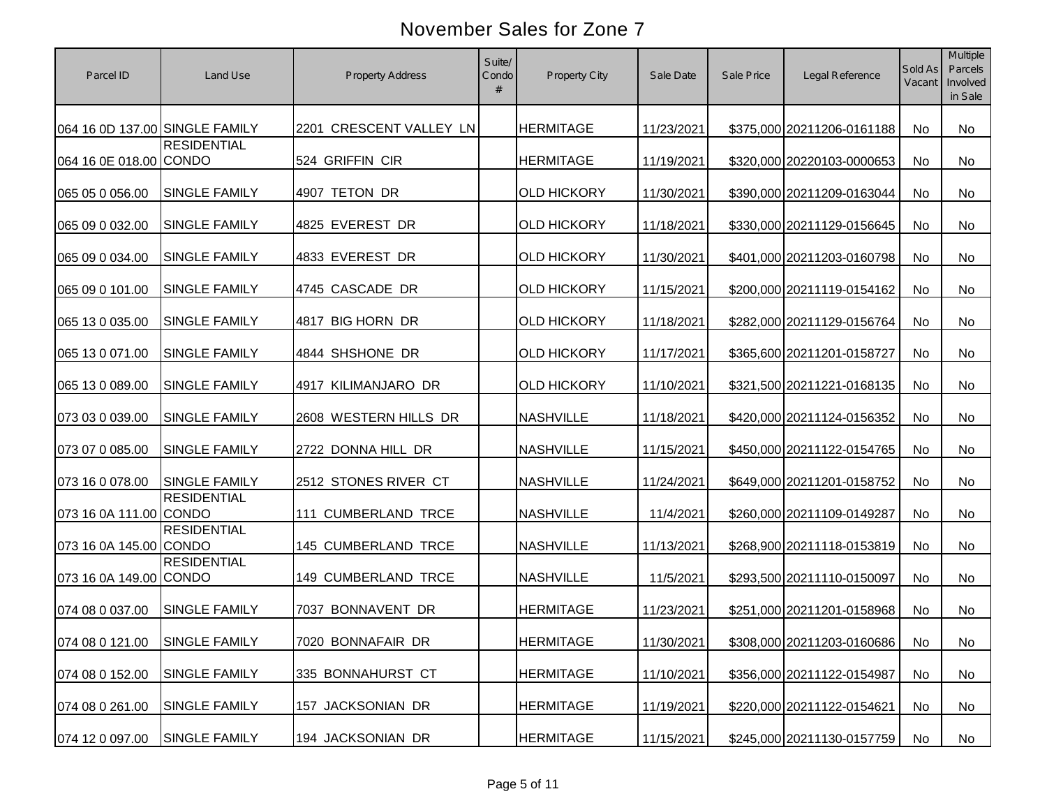# November Sales for Zone 7

| Parcel ID | Land Use | Property Address | Suite/ Condo # | Property City | Sale Date | Sale Price | Legal Reference | Sold As Vacant | Multiple Parcels Involved in Sale |
|---|---|---|---|---|---|---|---|---|---|
| 064 16 0D 137.00 | SINGLE FAMILY | 2201 CRESCENT VALLEY LN | | HERMITAGE | 11/23/2021 | $375,000 | 20211206-0161188 | No | No |
| 064 16 0E 018.00 | RESIDENTIAL CONDO | 524 GRIFFIN CIR | | HERMITAGE | 11/19/2021 | $320,000 | 20220103-0000653 | No | No |
| 065 05 0 056.00 | SINGLE FAMILY | 4907 TETON DR | | OLD HICKORY | 11/30/2021 | $390,000 | 20211209-0163044 | No | No |
| 065 09 0 032.00 | SINGLE FAMILY | 4825 EVEREST DR | | OLD HICKORY | 11/18/2021 | $330,000 | 20211129-0156645 | No | No |
| 065 09 0 034.00 | SINGLE FAMILY | 4833 EVEREST DR | | OLD HICKORY | 11/30/2021 | $401,000 | 20211203-0160798 | No | No |
| 065 09 0 101.00 | SINGLE FAMILY | 4745 CASCADE DR | | OLD HICKORY | 11/15/2021 | $200,000 | 20211119-0154162 | No | No |
| 065 13 0 035.00 | SINGLE FAMILY | 4817 BIG HORN DR | | OLD HICKORY | 11/18/2021 | $282,000 | 20211129-0156764 | No | No |
| 065 13 0 071.00 | SINGLE FAMILY | 4844 SHSHONE DR | | OLD HICKORY | 11/17/2021 | $365,600 | 20211201-0158727 | No | No |
| 065 13 0 089.00 | SINGLE FAMILY | 4917 KILIMANJARO DR | | OLD HICKORY | 11/10/2021 | $321,500 | 20211221-0168135 | No | No |
| 073 03 0 039.00 | SINGLE FAMILY | 2608 WESTERN HILLS DR | | NASHVILLE | 11/18/2021 | $420,000 | 20211124-0156352 | No | No |
| 073 07 0 085.00 | SINGLE FAMILY | 2722 DONNA HILL DR | | NASHVILLE | 11/15/2021 | $450,000 | 20211122-0154765 | No | No |
| 073 16 0 078.00 | SINGLE FAMILY | 2512 STONES RIVER CT | | NASHVILLE | 11/24/2021 | $649,000 | 20211201-0158752 | No | No |
| 073 16 0A 111.00 | RESIDENTIAL CONDO | 111 CUMBERLAND TRCE | | NASHVILLE | 11/4/2021 | $260,000 | 20211109-0149287 | No | No |
| 073 16 0A 145.00 | RESIDENTIAL CONDO | 145 CUMBERLAND TRCE | | NASHVILLE | 11/13/2021 | $268,900 | 20211118-0153819 | No | No |
| 073 16 0A 149.00 | RESIDENTIAL CONDO | 149 CUMBERLAND TRCE | | NASHVILLE | 11/5/2021 | $293,500 | 20211110-0150097 | No | No |
| 074 08 0 037.00 | SINGLE FAMILY | 7037 BONNAVENT DR | | HERMITAGE | 11/23/2021 | $251,000 | 20211201-0158968 | No | No |
| 074 08 0 121.00 | SINGLE FAMILY | 7020 BONNAFAIR DR | | HERMITAGE | 11/30/2021 | $308,000 | 20211203-0160686 | No | No |
| 074 08 0 152.00 | SINGLE FAMILY | 335 BONNAHURST CT | | HERMITAGE | 11/10/2021 | $356,000 | 20211122-0154987 | No | No |
| 074 08 0 261.00 | SINGLE FAMILY | 157 JACKSONIAN DR | | HERMITAGE | 11/19/2021 | $220,000 | 20211122-0154621 | No | No |
| 074 12 0 097.00 | SINGLE FAMILY | 194 JACKSONIAN DR | | HERMITAGE | 11/15/2021 | $245,000 | 20211130-0157759 | No | No |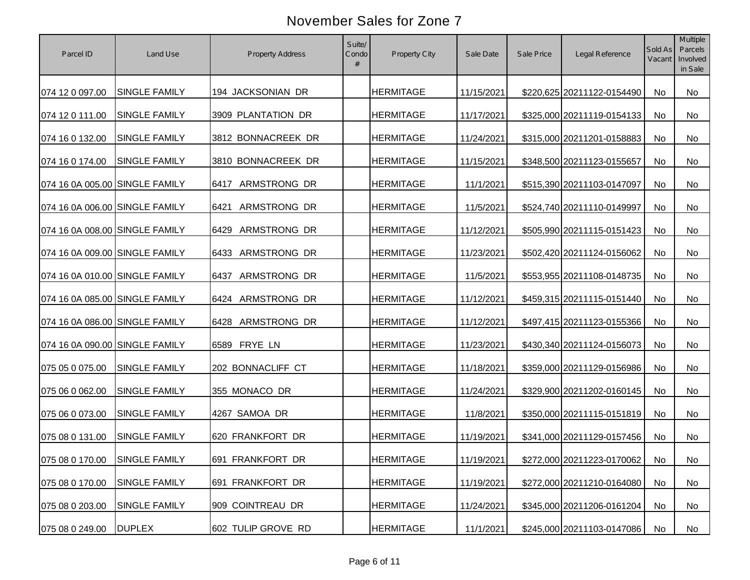# November Sales for Zone 7

| Parcel ID | Land Use | Property Address | Suite/ Condo # | Property City | Sale Date | Sale Price | Legal Reference | Sold As Vacant | Multiple Parcels Involved in Sale |
|---|---|---|---|---|---|---|---|---|---|
| 074 12 0 097.00 | SINGLE FAMILY | 194 JACKSONIAN DR | | HERMITAGE | 11/15/2021 | $220,625 | 20211122-0154490 | No | No |
| 074 12 0 111.00 | SINGLE FAMILY | 3909 PLANTATION DR | | HERMITAGE | 11/17/2021 | $325,000 | 20211119-0154133 | No | No |
| 074 16 0 132.00 | SINGLE FAMILY | 3812 BONNACREEK DR | | HERMITAGE | 11/24/2021 | $315,000 | 20211201-0158883 | No | No |
| 074 16 0 174.00 | SINGLE FAMILY | 3810 BONNACREEK DR | | HERMITAGE | 11/15/2021 | $348,500 | 20211123-0155657 | No | No |
| 074 16 0A 005.00 | SINGLE FAMILY | 6417 ARMSTRONG DR | | HERMITAGE | 11/1/2021 | $515,390 | 20211103-0147097 | No | No |
| 074 16 0A 006.00 | SINGLE FAMILY | 6421 ARMSTRONG DR | | HERMITAGE | 11/5/2021 | $524,740 | 20211110-0149997 | No | No |
| 074 16 0A 008.00 | SINGLE FAMILY | 6429 ARMSTRONG DR | | HERMITAGE | 11/12/2021 | $505,990 | 20211115-0151423 | No | No |
| 074 16 0A 009.00 | SINGLE FAMILY | 6433 ARMSTRONG DR | | HERMITAGE | 11/23/2021 | $502,420 | 20211124-0156062 | No | No |
| 074 16 0A 010.00 | SINGLE FAMILY | 6437 ARMSTRONG DR | | HERMITAGE | 11/5/2021 | $553,955 | 20211108-0148735 | No | No |
| 074 16 0A 085.00 | SINGLE FAMILY | 6424 ARMSTRONG DR | | HERMITAGE | 11/12/2021 | $459,315 | 20211115-0151440 | No | No |
| 074 16 0A 086.00 | SINGLE FAMILY | 6428 ARMSTRONG DR | | HERMITAGE | 11/12/2021 | $497,415 | 20211123-0155366 | No | No |
| 074 16 0A 090.00 | SINGLE FAMILY | 6589 FRYE LN | | HERMITAGE | 11/23/2021 | $430,340 | 20211124-0156073 | No | No |
| 075 05 0 075.00 | SINGLE FAMILY | 202 BONNACLIFF CT | | HERMITAGE | 11/18/2021 | $359,000 | 20211129-0156986 | No | No |
| 075 06 0 062.00 | SINGLE FAMILY | 355 MONACO DR | | HERMITAGE | 11/24/2021 | $329,900 | 20211202-0160145 | No | No |
| 075 06 0 073.00 | SINGLE FAMILY | 4267 SAMOA DR | | HERMITAGE | 11/8/2021 | $350,000 | 20211115-0151819 | No | No |
| 075 08 0 131.00 | SINGLE FAMILY | 620 FRANKFORT DR | | HERMITAGE | 11/19/2021 | $341,000 | 20211129-0157456 | No | No |
| 075 08 0 170.00 | SINGLE FAMILY | 691 FRANKFORT DR | | HERMITAGE | 11/19/2021 | $272,000 | 20211223-0170062 | No | No |
| 075 08 0 170.00 | SINGLE FAMILY | 691 FRANKFORT DR | | HERMITAGE | 11/19/2021 | $272,000 | 20211210-0164080 | No | No |
| 075 08 0 203.00 | SINGLE FAMILY | 909 COINTREAU DR | | HERMITAGE | 11/24/2021 | $345,000 | 20211206-0161204 | No | No |
| 075 08 0 249.00 | DUPLEX | 602 TULIP GROVE RD | | HERMITAGE | 11/1/2021 | $245,000 | 20211103-0147086 | No | No |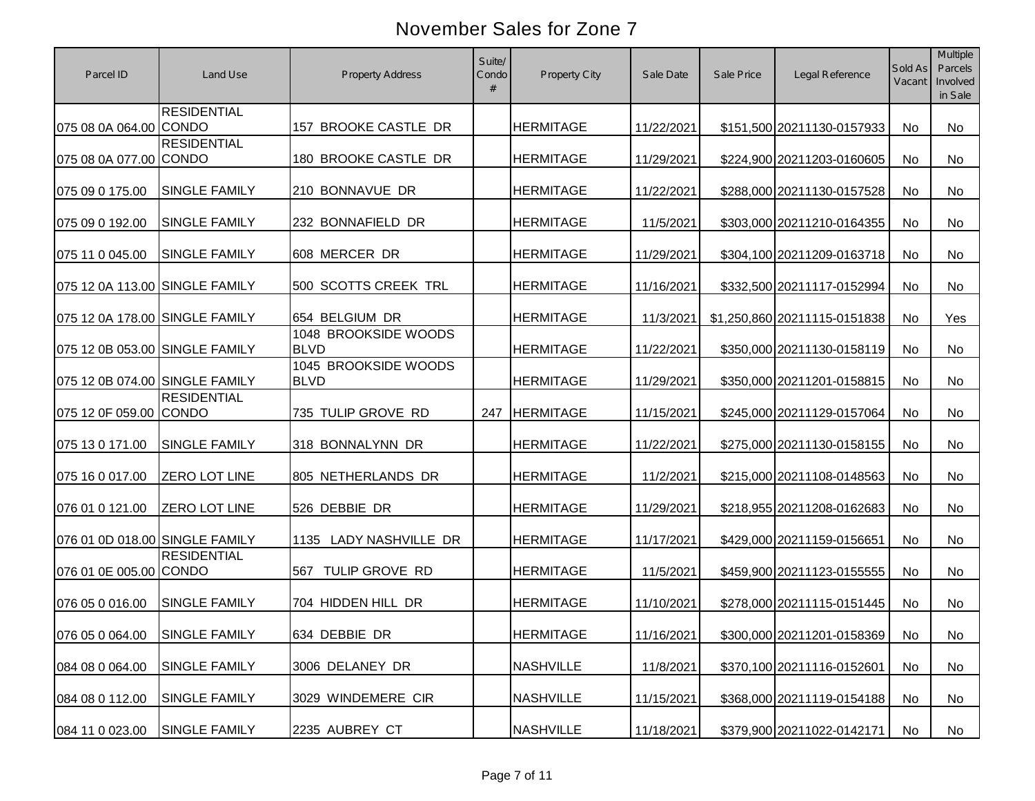# November Sales for Zone 7

| Parcel ID | Land Use | Property Address | Suite/ Condo # | Property City | Sale Date | Sale Price | Legal Reference | Sold As Vacant | Multiple Parcels Involved in Sale |
|---|---|---|---|---|---|---|---|---|---|
| 075 08 0A 064.00 | RESIDENTIAL CONDO | 157 BROOKE CASTLE DR | | HERMITAGE | 11/22/2021 | $151,500 | 20211130-0157933 | No | No |
| 075 08 0A 077.00 | RESIDENTIAL CONDO | 180 BROOKE CASTLE DR | | HERMITAGE | 11/29/2021 | $224,900 | 20211203-0160605 | No | No |
| 075 09 0 175.00 | SINGLE FAMILY | 210 BONNAVUE DR | | HERMITAGE | 11/22/2021 | $288,000 | 20211130-0157528 | No | No |
| 075 09 0 192.00 | SINGLE FAMILY | 232 BONNAFIELD DR | | HERMITAGE | 11/5/2021 | $303,000 | 20211210-0164355 | No | No |
| 075 11 0 045.00 | SINGLE FAMILY | 608 MERCER DR | | HERMITAGE | 11/29/2021 | $304,100 | 20211209-0163718 | No | No |
| 075 12 0A 113.00 | SINGLE FAMILY | 500 SCOTTS CREEK TRL | | HERMITAGE | 11/16/2021 | $332,500 | 20211117-0152994 | No | No |
| 075 12 0A 178.00 | SINGLE FAMILY | 654 BELGIUM DR | | HERMITAGE | 11/3/2021 | $1,250,860 | 20211115-0151838 | No | Yes |
| 075 12 0B 053.00 | SINGLE FAMILY | 1048 BROOKSIDE WOODS BLVD | | HERMITAGE | 11/22/2021 | $350,000 | 20211130-0158119 | No | No |
| 075 12 0B 074.00 | SINGLE FAMILY | 1045 BROOKSIDE WOODS BLVD | | HERMITAGE | 11/29/2021 | $350,000 | 20211201-0158815 | No | No |
| 075 12 0F 059.00 | RESIDENTIAL CONDO | 735 TULIP GROVE RD | 247 | HERMITAGE | 11/15/2021 | $245,000 | 20211129-0157064 | No | No |
| 075 13 0 171.00 | SINGLE FAMILY | 318 BONNALYNN DR | | HERMITAGE | 11/22/2021 | $275,000 | 20211130-0158155 | No | No |
| 075 16 0 017.00 | ZERO LOT LINE | 805 NETHERLANDS DR | | HERMITAGE | 11/2/2021 | $215,000 | 20211108-0148563 | No | No |
| 076 01 0 121.00 | ZERO LOT LINE | 526 DEBBIE DR | | HERMITAGE | 11/29/2021 | $218,955 | 20211208-0162683 | No | No |
| 076 01 0D 018.00 | SINGLE FAMILY | 1135 LADY NASHVILLE DR | | HERMITAGE | 11/17/2021 | $429,000 | 20211159-0156651 | No | No |
| 076 01 0E 005.00 | RESIDENTIAL CONDO | 567 TULIP GROVE RD | | HERMITAGE | 11/5/2021 | $459,900 | 20211123-0155555 | No | No |
| 076 05 0 016.00 | SINGLE FAMILY | 704 HIDDEN HILL DR | | HERMITAGE | 11/10/2021 | $278,000 | 20211115-0151445 | No | No |
| 076 05 0 064.00 | SINGLE FAMILY | 634 DEBBIE DR | | HERMITAGE | 11/16/2021 | $300,000 | 20211201-0158369 | No | No |
| 084 08 0 064.00 | SINGLE FAMILY | 3006 DELANEY DR | | NASHVILLE | 11/8/2021 | $370,100 | 20211116-0152601 | No | No |
| 084 08 0 112.00 | SINGLE FAMILY | 3029 WINDEMERE CIR | | NASHVILLE | 11/15/2021 | $368,000 | 20211119-0154188 | No | No |
| 084 11 0 023.00 | SINGLE FAMILY | 2235 AUBREY CT | | NASHVILLE | 11/18/2021 | $379,900 | 20211022-0142171 | No | No |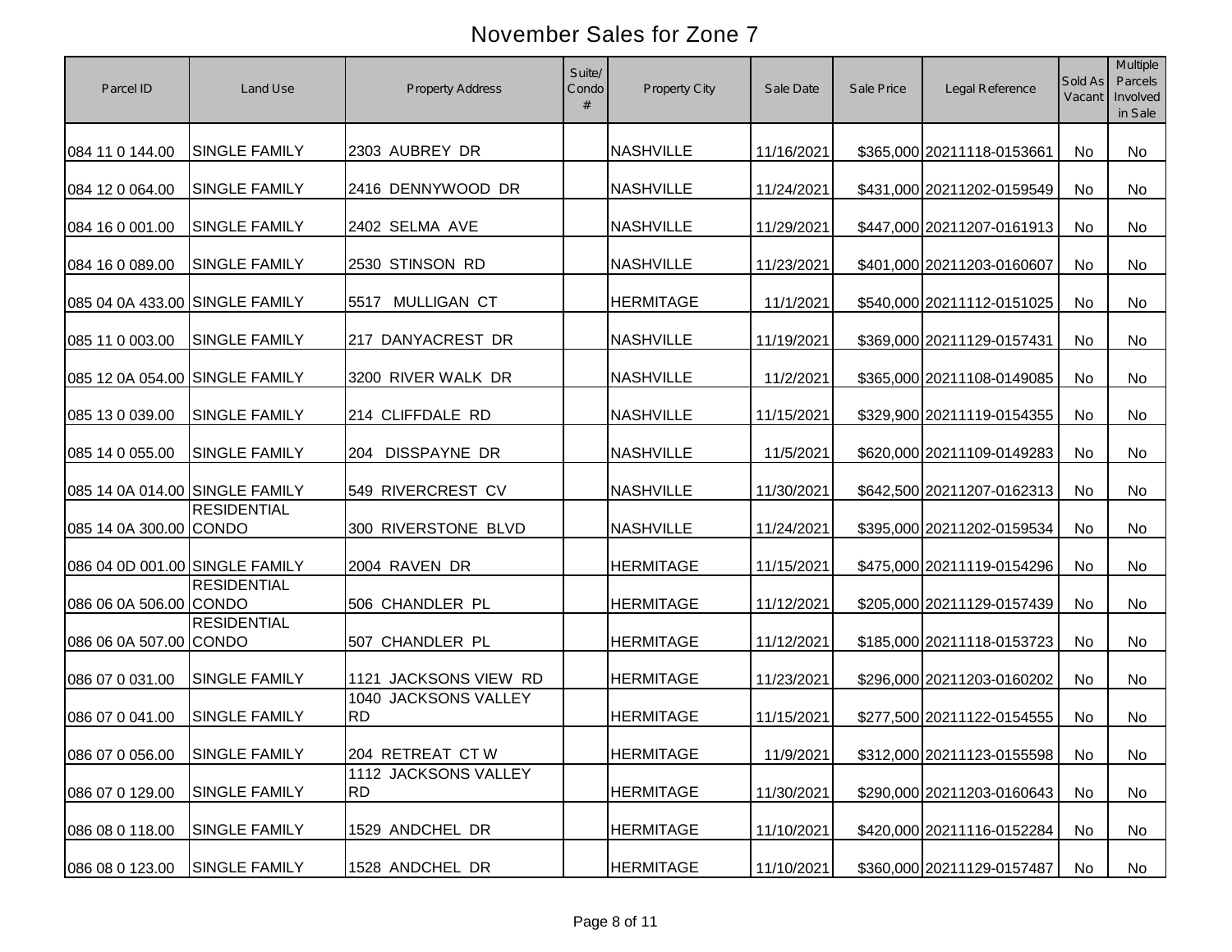# November Sales for Zone 7

| Parcel ID | Land Use | Property Address | Suite/ Condo # | Property City | Sale Date | Sale Price | Legal Reference | Sold As Vacant | Multiple Parcels Involved in Sale |
|---|---|---|---|---|---|---|---|---|---|
| 084 11 0 144.00 | SINGLE FAMILY | 2303 AUBREY DR | | NASHVILLE | 11/16/2021 | $365,000 | 20211118-0153661 | No | No |
| 084 12 0 064.00 | SINGLE FAMILY | 2416 DENNYWOOD DR | | NASHVILLE | 11/24/2021 | $431,000 | 20211202-0159549 | No | No |
| 084 16 0 001.00 | SINGLE FAMILY | 2402 SELMA AVE | | NASHVILLE | 11/29/2021 | $447,000 | 20211207-0161913 | No | No |
| 084 16 0 089.00 | SINGLE FAMILY | 2530 STINSON RD | | NASHVILLE | 11/23/2021 | $401,000 | 20211203-0160607 | No | No |
| 085 04 0A 433.00 | SINGLE FAMILY | 5517 MULLIGAN CT | | HERMITAGE | 11/1/2021 | $540,000 | 20211112-0151025 | No | No |
| 085 11 0 003.00 | SINGLE FAMILY | 217 DANYACREST DR | | NASHVILLE | 11/19/2021 | $369,000 | 20211129-0157431 | No | No |
| 085 12 0A 054.00 | SINGLE FAMILY | 3200 RIVER WALK DR | | NASHVILLE | 11/2/2021 | $365,000 | 20211108-0149085 | No | No |
| 085 13 0 039.00 | SINGLE FAMILY | 214 CLIFFDALE RD | | NASHVILLE | 11/15/2021 | $329,900 | 20211119-0154355 | No | No |
| 085 14 0 055.00 | SINGLE FAMILY | 204 DISSPAYNE DR | | NASHVILLE | 11/5/2021 | $620,000 | 20211109-0149283 | No | No |
| 085 14 0A 014.00 | SINGLE FAMILY | 549 RIVERCREST CV | | NASHVILLE | 11/30/2021 | $642,500 | 20211207-0162313 | No | No |
| 085 14 0A 300.00 | RESIDENTIAL CONDO | 300 RIVERSTONE BLVD | | NASHVILLE | 11/24/2021 | $395,000 | 20211202-0159534 | No | No |
| 086 04 0D 001.00 | SINGLE FAMILY | 2004 RAVEN DR | | HERMITAGE | 11/15/2021 | $475,000 | 20211119-0154296 | No | No |
| 086 06 0A 506.00 | RESIDENTIAL CONDO | 506 CHANDLER PL | | HERMITAGE | 11/12/2021 | $205,000 | 20211129-0157439 | No | No |
| 086 06 0A 507.00 | RESIDENTIAL CONDO | 507 CHANDLER PL | | HERMITAGE | 11/12/2021 | $185,000 | 20211118-0153723 | No | No |
| 086 07 0 031.00 | SINGLE FAMILY | 1121 JACKSONS VIEW RD | | HERMITAGE | 11/23/2021 | $296,000 | 20211203-0160202 | No | No |
| 086 07 0 041.00 | SINGLE FAMILY | 1040 JACKSONS VALLEY RD | | HERMITAGE | 11/15/2021 | $277,500 | 20211122-0154555 | No | No |
| 086 07 0 056.00 | SINGLE FAMILY | 204 RETREAT CT W | | HERMITAGE | 11/9/2021 | $312,000 | 20211123-0155598 | No | No |
| 086 07 0 129.00 | SINGLE FAMILY | 1112 JACKSONS VALLEY RD | | HERMITAGE | 11/30/2021 | $290,000 | 20211203-0160643 | No | No |
| 086 08 0 118.00 | SINGLE FAMILY | 1529 ANDCHEL DR | | HERMITAGE | 11/10/2021 | $420,000 | 20211116-0152284 | No | No |
| 086 08 0 123.00 | SINGLE FAMILY | 1528 ANDCHEL DR | | HERMITAGE | 11/10/2021 | $360,000 | 20211129-0157487 | No | No |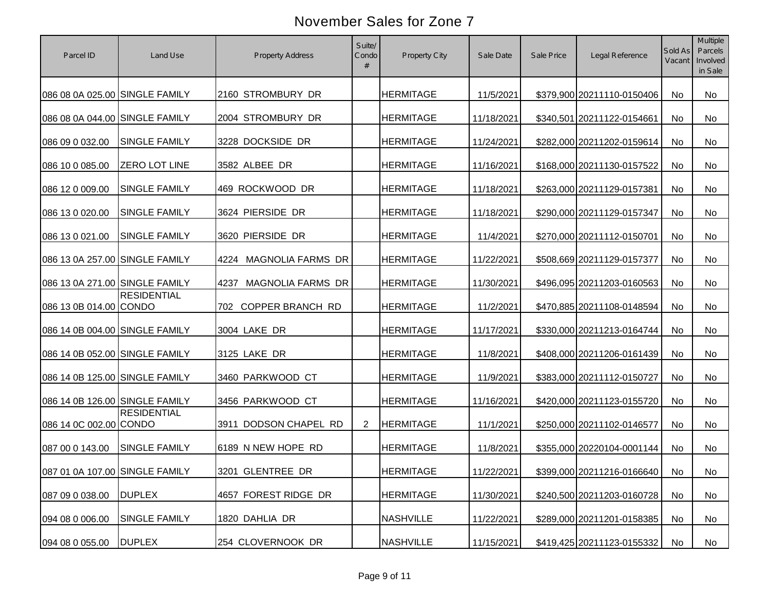# November Sales for Zone 7

| Parcel ID | Land Use | Property Address | Suite/ Condo # | Property City | Sale Date | Sale Price | Legal Reference | Sold As Vacant | Multiple Parcels Involved in Sale |
|---|---|---|---|---|---|---|---|---|---|
| 086 08 0A 025.00 | SINGLE FAMILY | 2160 STROMBURY DR | | HERMITAGE | 11/5/2021 | $379,900 | 20211110-0150406 | No | No |
| 086 08 0A 044.00 | SINGLE FAMILY | 2004 STROMBURY DR | | HERMITAGE | 11/18/2021 | $340,501 | 20211122-0154661 | No | No |
| 086 09 0 032.00 | SINGLE FAMILY | 3228 DOCKSIDE DR | | HERMITAGE | 11/24/2021 | $282,000 | 20211202-0159614 | No | No |
| 086 10 0 085.00 | ZERO LOT LINE | 3582 ALBEE DR | | HERMITAGE | 11/16/2021 | $168,000 | 20211130-0157522 | No | No |
| 086 12 0 009.00 | SINGLE FAMILY | 469 ROCKWOOD DR | | HERMITAGE | 11/18/2021 | $263,000 | 20211129-0157381 | No | No |
| 086 13 0 020.00 | SINGLE FAMILY | 3624 PIERSIDE DR | | HERMITAGE | 11/18/2021 | $290,000 | 20211129-0157347 | No | No |
| 086 13 0 021.00 | SINGLE FAMILY | 3620 PIERSIDE DR | | HERMITAGE | 11/4/2021 | $270,000 | 20211112-0150701 | No | No |
| 086 13 0A 257.00 | SINGLE FAMILY | 4224 MAGNOLIA FARMS DR | | HERMITAGE | 11/22/2021 | $508,669 | 20211129-0157377 | No | No |
| 086 13 0A 271.00 | SINGLE FAMILY | 4237 MAGNOLIA FARMS DR | | HERMITAGE | 11/30/2021 | $496,095 | 20211203-0160563 | No | No |
| 086 13 0B 014.00 | RESIDENTIAL CONDO | 702 COPPER BRANCH RD | | HERMITAGE | 11/2/2021 | $470,885 | 20211108-0148594 | No | No |
| 086 14 0B 004.00 | SINGLE FAMILY | 3004 LAKE DR | | HERMITAGE | 11/17/2021 | $330,000 | 20211213-0164744 | No | No |
| 086 14 0B 052.00 | SINGLE FAMILY | 3125 LAKE DR | | HERMITAGE | 11/8/2021 | $408,000 | 20211206-0161439 | No | No |
| 086 14 0B 125.00 | SINGLE FAMILY | 3460 PARKWOOD CT | | HERMITAGE | 11/9/2021 | $383,000 | 20211112-0150727 | No | No |
| 086 14 0B 126.00 | SINGLE FAMILY | 3456 PARKWOOD CT | | HERMITAGE | 11/16/2021 | $420,000 | 20211123-0155720 | No | No |
| 086 14 0C 002.00 | RESIDENTIAL CONDO | 3911 DODSON CHAPEL RD | 2 | HERMITAGE | 11/1/2021 | $250,000 | 20211102-0146577 | No | No |
| 087 00 0 143.00 | SINGLE FAMILY | 6189 N NEW HOPE RD | | HERMITAGE | 11/8/2021 | $355,000 | 20220104-0001144 | No | No |
| 087 01 0A 107.00 | SINGLE FAMILY | 3201 GLENTREE DR | | HERMITAGE | 11/22/2021 | $399,000 | 20211216-0166640 | No | No |
| 087 09 0 038.00 | DUPLEX | 4657 FOREST RIDGE DR | | HERMITAGE | 11/30/2021 | $240,500 | 20211203-0160728 | No | No |
| 094 08 0 006.00 | SINGLE FAMILY | 1820 DAHLIA DR | | NASHVILLE | 11/22/2021 | $289,000 | 20211201-0158385 | No | No |
| 094 08 0 055.00 | DUPLEX | 254 CLOVERNOOK DR | | NASHVILLE | 11/15/2021 | $419,425 | 20211123-0155332 | No | No |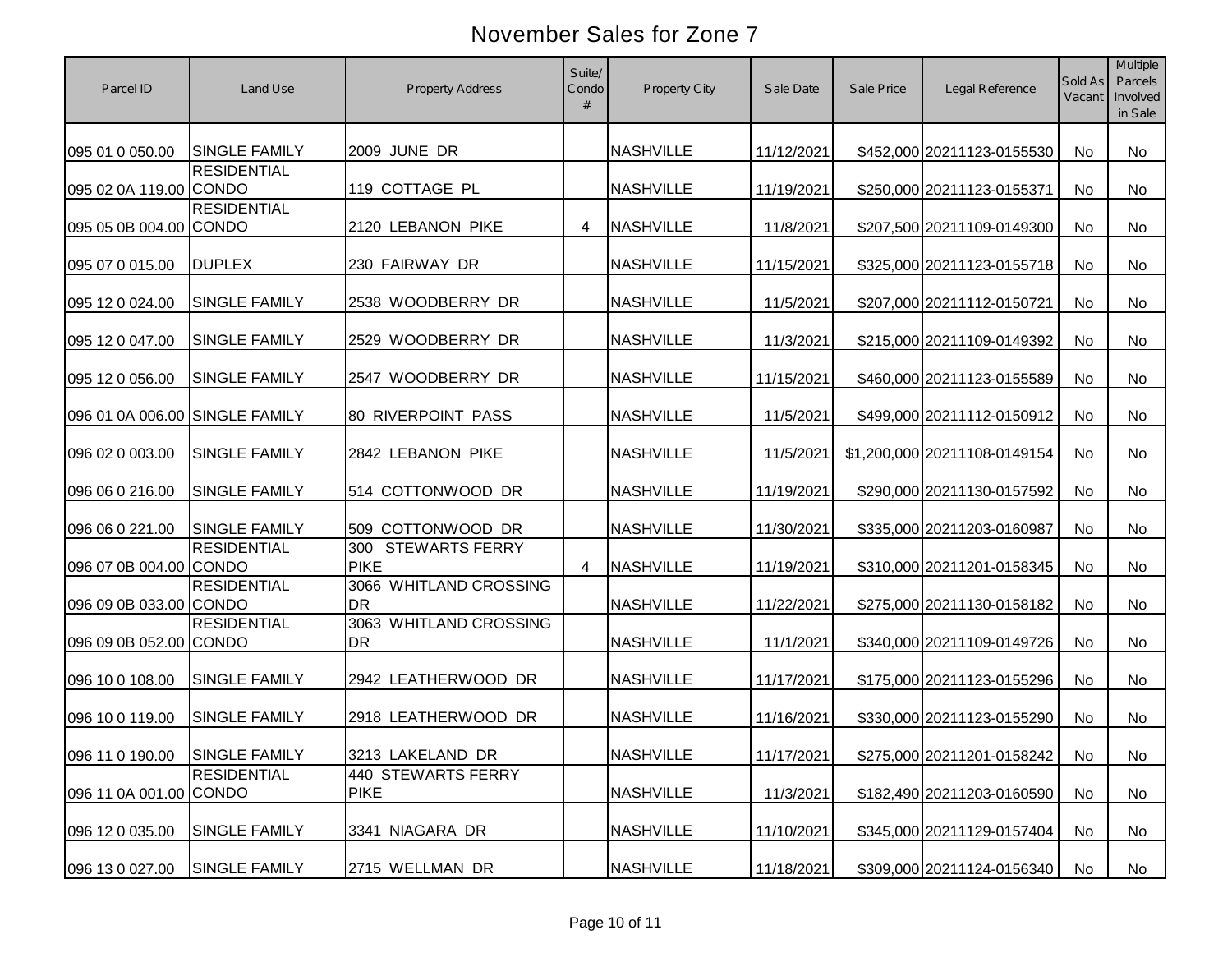# November Sales for Zone 7

| Parcel ID | Land Use | Property Address | Suite/ Condo # | Property City | Sale Date | Sale Price | Legal Reference | Sold As Vacant | Multiple Parcels Involved in Sale |
|---|---|---|---|---|---|---|---|---|---|
| 095 01 0 050.00 | SINGLE FAMILY | 2009 JUNE DR | | NASHVILLE | 11/12/2021 | $452,000 | 20211123-0155530 | No | No |
| 095 02 0A 119.00 | RESIDENTIAL CONDO | 119 COTTAGE PL | | NASHVILLE | 11/19/2021 | $250,000 | 20211123-0155371 | No | No |
| 095 05 0B 004.00 | RESIDENTIAL CONDO | 2120 LEBANON PIKE | 4 | NASHVILLE | 11/8/2021 | $207,500 | 20211109-0149300 | No | No |
| 095 07 0 015.00 | DUPLEX | 230 FAIRWAY DR | | NASHVILLE | 11/15/2021 | $325,000 | 20211123-0155718 | No | No |
| 095 12 0 024.00 | SINGLE FAMILY | 2538 WOODBERRY DR | | NASHVILLE | 11/5/2021 | $207,000 | 20211112-0150721 | No | No |
| 095 12 0 047.00 | SINGLE FAMILY | 2529 WOODBERRY DR | | NASHVILLE | 11/3/2021 | $215,000 | 20211109-0149392 | No | No |
| 095 12 0 056.00 | SINGLE FAMILY | 2547 WOODBERRY DR | | NASHVILLE | 11/15/2021 | $460,000 | 20211123-0155589 | No | No |
| 096 01 0A 006.00 | SINGLE FAMILY | 80 RIVERPOINT PASS | | NASHVILLE | 11/5/2021 | $499,000 | 20211112-0150912 | No | No |
| 096 02 0 003.00 | SINGLE FAMILY | 2842 LEBANON PIKE | | NASHVILLE | 11/5/2021 | $1,200,000 | 20211108-0149154 | No | No |
| 096 06 0 216.00 | SINGLE FAMILY | 514 COTTONWOOD DR | | NASHVILLE | 11/19/2021 | $290,000 | 20211130-0157592 | No | No |
| 096 06 0 221.00 | SINGLE FAMILY | 509 COTTONWOOD DR | | NASHVILLE | 11/30/2021 | $335,000 | 20211203-0160987 | No | No |
| 096 07 0B 004.00 | RESIDENTIAL CONDO | 300 STEWARTS FERRY PIKE | 4 | NASHVILLE | 11/19/2021 | $310,000 | 20211201-0158345 | No | No |
| 096 09 0B 033.00 | RESIDENTIAL CONDO | 3066 WHITLAND CROSSING DR | | NASHVILLE | 11/22/2021 | $275,000 | 20211130-0158182 | No | No |
| 096 09 0B 052.00 | RESIDENTIAL CONDO | 3063 WHITLAND CROSSING DR | | NASHVILLE | 11/1/2021 | $340,000 | 20211109-0149726 | No | No |
| 096 10 0 108.00 | SINGLE FAMILY | 2942 LEATHERWOOD DR | | NASHVILLE | 11/17/2021 | $175,000 | 20211123-0155296 | No | No |
| 096 10 0 119.00 | SINGLE FAMILY | 2918 LEATHERWOOD DR | | NASHVILLE | 11/16/2021 | $330,000 | 20211123-0155290 | No | No |
| 096 11 0 190.00 | SINGLE FAMILY | 3213 LAKELAND DR | | NASHVILLE | 11/17/2021 | $275,000 | 20211201-0158242 | No | No |
| 096 11 0A 001.00 | RESIDENTIAL CONDO | 440 STEWARTS FERRY PIKE | | NASHVILLE | 11/3/2021 | $182,490 | 20211203-0160590 | No | No |
| 096 12 0 035.00 | SINGLE FAMILY | 3341 NIAGARA DR | | NASHVILLE | 11/10/2021 | $345,000 | 20211129-0157404 | No | No |
| 096 13 0 027.00 | SINGLE FAMILY | 2715 WELLMAN DR | | NASHVILLE | 11/18/2021 | $309,000 | 20211124-0156340 | No | No |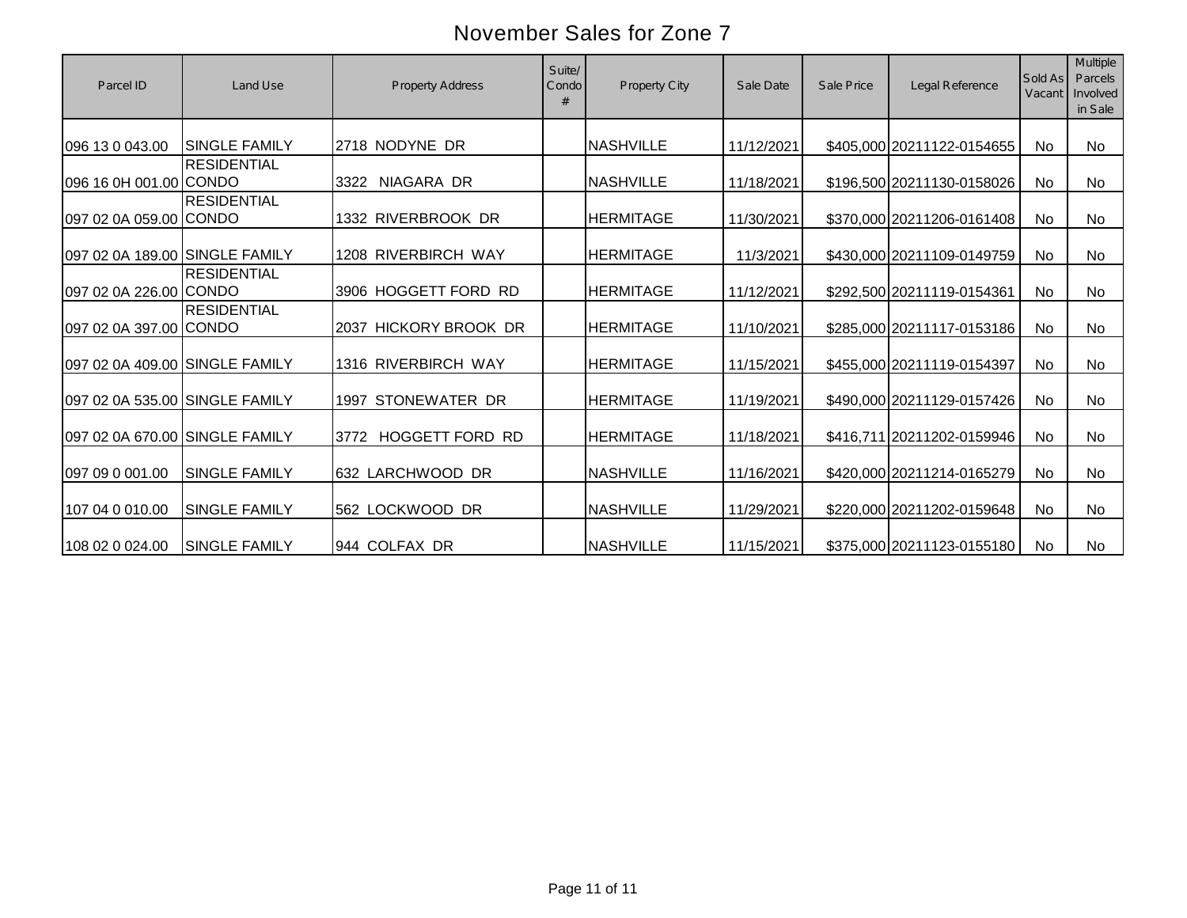# November Sales for Zone 7

| Parcel ID | Land Use | Property Address | Suite/ Condo # | Property City | Sale Date | Sale Price | Legal Reference | Sold As Vacant | Multiple Parcels Involved in Sale |
|---|---|---|---|---|---|---|---|---|---|
| 096 13 0 043.00 | SINGLE FAMILY | 2718 NODYNE DR | | NASHVILLE | 11/12/2021 | $405,000 | 20211122-0154655 | No | No |
| 096 16 0H 001.00 | RESIDENTIAL CONDO | 3322 NIAGARA DR | | NASHVILLE | 11/18/2021 | $196,500 | 20211130-0158026 | No | No |
| 097 02 0A 059.00 | RESIDENTIAL CONDO | 1332 RIVERBROOK DR | | HERMITAGE | 11/30/2021 | $370,000 | 20211206-0161408 | No | No |
| 097 02 0A 189.00 | SINGLE FAMILY | 1208 RIVERBIRCH WAY | | HERMITAGE | 11/3/2021 | $430,000 | 20211109-0149759 | No | No |
| 097 02 0A 226.00 | RESIDENTIAL CONDO | 3906 HOGGETT FORD RD | | HERMITAGE | 11/12/2021 | $292,500 | 20211119-0154361 | No | No |
| 097 02 0A 397.00 | RESIDENTIAL CONDO | 2037 HICKORY BROOK DR | | HERMITAGE | 11/10/2021 | $285,000 | 20211117-0153186 | No | No |
| 097 02 0A 409.00 | SINGLE FAMILY | 1316 RIVERBIRCH WAY | | HERMITAGE | 11/15/2021 | $455,000 | 20211119-0154397 | No | No |
| 097 02 0A 535.00 | SINGLE FAMILY | 1997 STONEWATER DR | | HERMITAGE | 11/19/2021 | $490,000 | 20211129-0157426 | No | No |
| 097 02 0A 670.00 | SINGLE FAMILY | 3772 HOGGETT FORD RD | | HERMITAGE | 11/18/2021 | $416,711 | 20211202-0159946 | No | No |
| 097 09 0 001.00 | SINGLE FAMILY | 632 LARCHWOOD DR | | NASHVILLE | 11/16/2021 | $420,000 | 20211214-0165279 | No | No |
| 107 04 0 010.00 | SINGLE FAMILY | 562 LOCKWOOD DR | | NASHVILLE | 11/29/2021 | $220,000 | 20211202-0159648 | No | No |
| 108 02 0 024.00 | SINGLE FAMILY | 944 COLFAX DR | | NASHVILLE | 11/15/2021 | $375,000 | 20211123-0155180 | No | No |